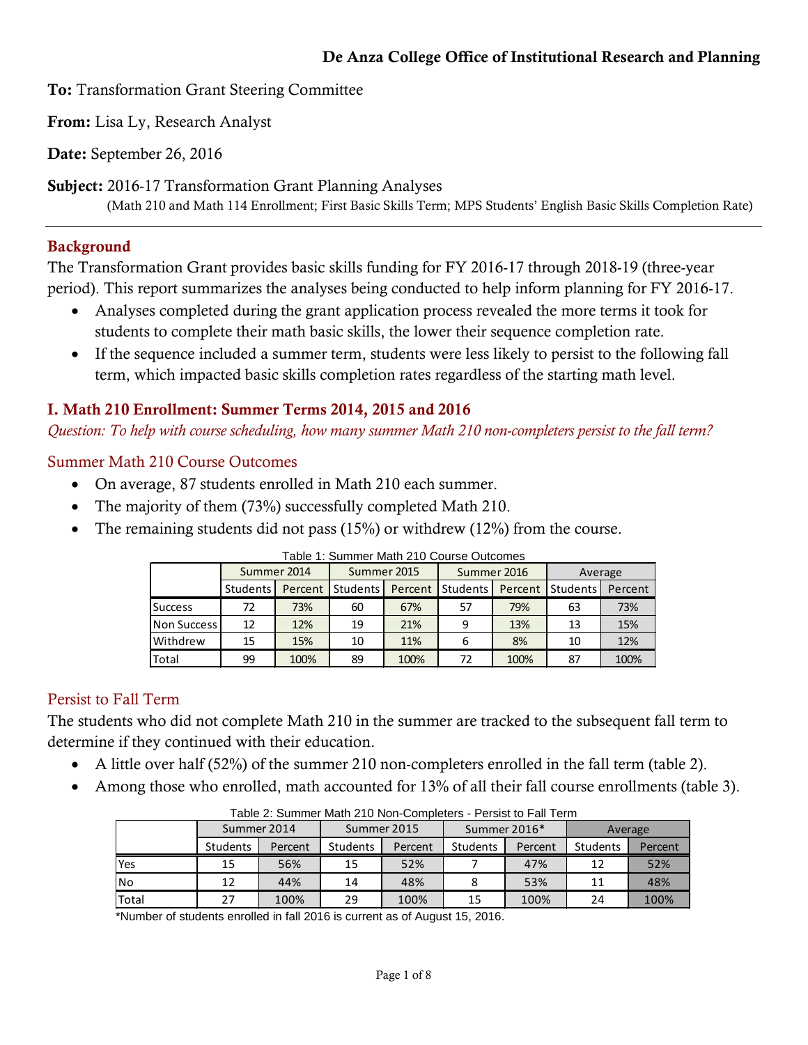De Anza College Office of Institutional Research and Planning

**To:** Transformation Grant Steering Committee

**From:** Lisa Ly, Research Analyst

**Date:** September 26, 2016

**Subject:** 2016-17 Transformation Grant Planning Analyses
(Math 210 and Math 114 Enrollment; First Basic Skills Term; MPS Students' English Basic Skills Completion Rate)

---

## Background

The Transformation Grant provides basic skills funding for FY 2016-17 through 2018-19 (three-year period). This report summarizes the analyses being conducted to help inform planning for FY 2016-17.

- Analyses completed during the grant application process revealed the more terms it took for students to complete their math basic skills, the lower their sequence completion rate.
- If the sequence included a summer term, students were less likely to persist to the following fall term, which impacted basic skills completion rates regardless of the starting math level.

## I. Math 210 Enrollment: Summer Terms 2014, 2015 and 2016

*Question: To help with course scheduling, how many summer Math 210 non-completers persist to the fall term?*

### Summer Math 210 Course Outcomes

- On average, 87 students enrolled in Math 210 each summer.
- The majority of them (73%) successfully completed Math 210.
- The remaining students did not pass (15%) or withdrew (12%) from the course.

Table 1: Summer Math 210 Course Outcomes

| | Summer 2014 | | Summer 2015 | | Summer 2016 | | Average | |
|---|---|---|---|---|---|---|---|---|
| | Students | Percent | Students | Percent | Students | Percent | Students | Percent |
| Success | 72 | 73% | 60 | 67% | 57 | 79% | 63 | 73% |
| Non Success | 12 | 12% | 19 | 21% | 9 | 13% | 13 | 15% |
| Withdrew | 15 | 15% | 10 | 11% | 6 | 8% | 10 | 12% |
| Total | 99 | 100% | 89 | 100% | 72 | 100% | 87 | 100% |

### Persist to Fall Term

The students who did not complete Math 210 in the summer are tracked to the subsequent fall term to determine if they continued with their education.

- A little over half (52%) of the summer 210 non-completers enrolled in the fall term (table 2).
- Among those who enrolled, math accounted for 13% of all their fall course enrollments (table 3).

Table 2: Summer Math 210 Non-Completers - Persist to Fall Term

| | Summer 2014 | | Summer 2015 | | Summer 2016* | | Average | |
|---|---|---|---|---|---|---|---|---|
| | Students | Percent | Students | Percent | Students | Percent | Students | Percent |
| Yes | 15 | 56% | 15 | 52% | 7 | 47% | 12 | 52% |
| No | 12 | 44% | 14 | 48% | 8 | 53% | 11 | 48% |
| Total | 27 | 100% | 29 | 100% | 15 | 100% | 24 | 100% |

*Number of students enrolled in fall 2016 is current as of August 15, 2016.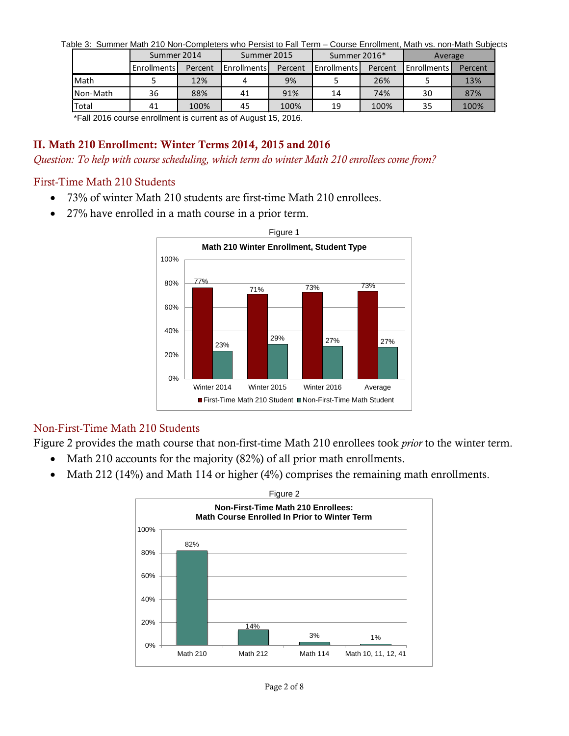Table 3: Summer Math 210 Non-Completers who Persist to Fall Term – Course Enrollment, Math vs. non-Math Subjects

| | Summer 2014 | | Summer 2015 | | Summer 2016* | | Average | |
|---|---|---|---|---|---|---|---|---|
| | Enrollments | Percent | Enrollments | Percent | Enrollments | Percent | Enrollments | Percent |
| Math | 5 | 12% | 4 | 9% | 5 | 26% | 5 | 13% |
| Non-Math | 36 | 88% | 41 | 91% | 14 | 74% | 30 | 87% |
| Total | 41 | 100% | 45 | 100% | 19 | 100% | 35 | 100% |

*Fall 2016 course enrollment is current as of August 15, 2016.

## II. Math 210 Enrollment: Winter Terms 2014, 2015 and 2016

*Question: To help with course scheduling, which term do winter Math 210 enrollees come from?*

### First-Time Math 210 Students

- 73% of winter Math 210 students are first-time Math 210 enrollees.
- 27% have enrolled in a math course in a prior term.

Figure 1

**Math 210 Winter Enrollment, Student Type**

100%
80%
60%
40%
20%
0%

77%
23%
71%
29%
73%
27%
73%
27%

Winter 2014
Winter 2015
Winter 2016
Average

First-Time Math 210 Student
Non-First-Time Math Student

### Non-First-Time Math 210 Students

Figure 2 provides the math course that non-first-time Math 210 enrollees took *prior* to the winter term.

- Math 210 accounts for the majority (82%) of all prior math enrollments.
- Math 212 (14%) and Math 114 or higher (4%) comprises the remaining math enrollments.

Figure 2

**Non-First-Time Math 210 Enrollees: Math Course Enrolled In Prior to Winter Term**

100%
80%
60%
40%
20%
0%

82%
14%
3%
1%

Math 210
Math 212
Math 114
Math 10, 11, 12, 41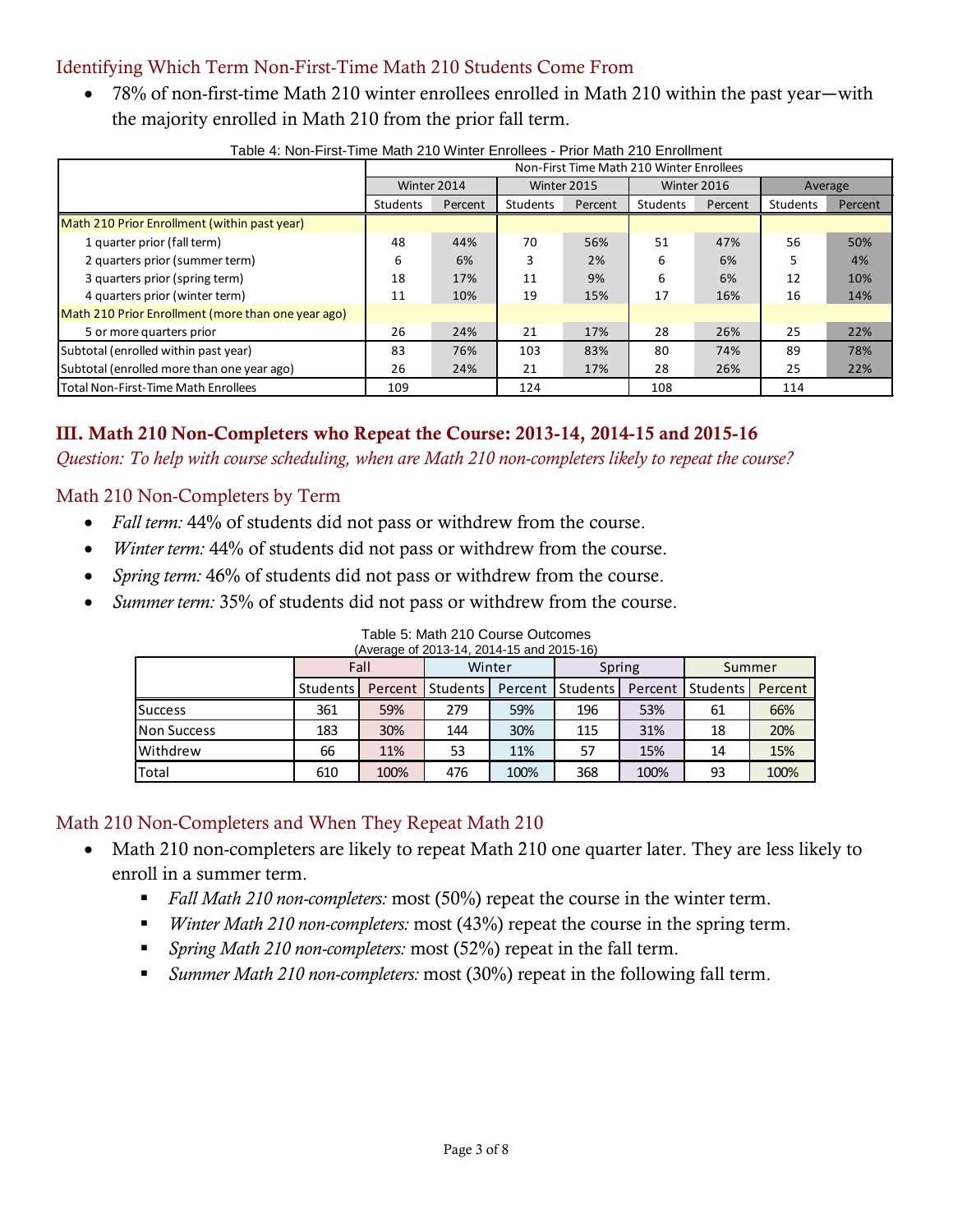## Identifying Which Term Non-First-Time Math 210 Students Come From

- 78% of non-first-time Math 210 winter enrollees enrolled in Math 210 within the past year—with the majority enrolled in Math 210 from the prior fall term.

Table 4: Non-First-Time Math 210 Winter Enrollees - Prior Math 210 Enrollment

| | Non-First Time Math 210 Winter Enrollees | | | | | | | |
|---|---|---|---|---|---|---|---|---|
| | Winter 2014 | | Winter 2015 | | Winter 2016 | | Average | |
| | Students | Percent | Students | Percent | Students | Percent | Students | Percent |
| Math 210 Prior Enrollment (within past year) | | | | | | | | |
| 1 quarter prior (fall term) | 48 | 44% | 70 | 56% | 51 | 47% | 56 | 50% |
| 2 quarters prior (summer term) | 6 | 6% | 3 | 2% | 6 | 6% | 5 | 4% |
| 3 quarters prior (spring term) | 18 | 17% | 11 | 9% | 6 | 6% | 12 | 10% |
| 4 quarters prior (winter term) | 11 | 10% | 19 | 15% | 17 | 16% | 16 | 14% |
| Math 210 Prior Enrollment (more than one year ago) | | | | | | | | |
| 5 or more quarters prior | 26 | 24% | 21 | 17% | 28 | 26% | 25 | 22% |
| Subtotal (enrolled within past year) | 83 | 76% | 103 | 83% | 80 | 74% | 89 | 78% |
| Subtotal (enrolled more than one year ago) | 26 | 24% | 21 | 17% | 28 | 26% | 25 | 22% |
| Total Non-First-Time Math Enrollees | 109 | | 124 | | 108 | | 114 | |

## III. Math 210 Non-Completers who Repeat the Course: 2013-14, 2014-15 and 2015-16

*Question: To help with course scheduling, when are Math 210 non-completers likely to repeat the course?*

### Math 210 Non-Completers by Term

- *Fall term:* 44% of students did not pass or withdrew from the course.
- *Winter term:* 44% of students did not pass or withdrew from the course.
- *Spring term:* 46% of students did not pass or withdrew from the course.
- *Summer term:* 35% of students did not pass or withdrew from the course.

Table 5: Math 210 Course Outcomes
(Average of 2013-14, 2014-15 and 2015-16)

| | Fall | | Winter | | Spring | | Summer | |
|---|---|---|---|---|---|---|---|---|
| | Students | Percent | Students | Percent | Students | Percent | Students | Percent |
| Success | 361 | 59% | 279 | 59% | 196 | 53% | 61 | 66% |
| Non Success | 183 | 30% | 144 | 30% | 115 | 31% | 18 | 20% |
| Withdrew | 66 | 11% | 53 | 11% | 57 | 15% | 14 | 15% |
| Total | 610 | 100% | 476 | 100% | 368 | 100% | 93 | 100% |

### Math 210 Non-Completers and When They Repeat Math 210

- Math 210 non-completers are likely to repeat Math 210 one quarter later. They are less likely to enroll in a summer term.
  - *Fall Math 210 non-completers:* most (50%) repeat the course in the winter term.
  - *Winter Math 210 non-completers:* most (43%) repeat the course in the spring term.
  - *Spring Math 210 non-completers:* most (52%) repeat in the fall term.
  - *Summer Math 210 non-completers:* most (30%) repeat in the following fall term.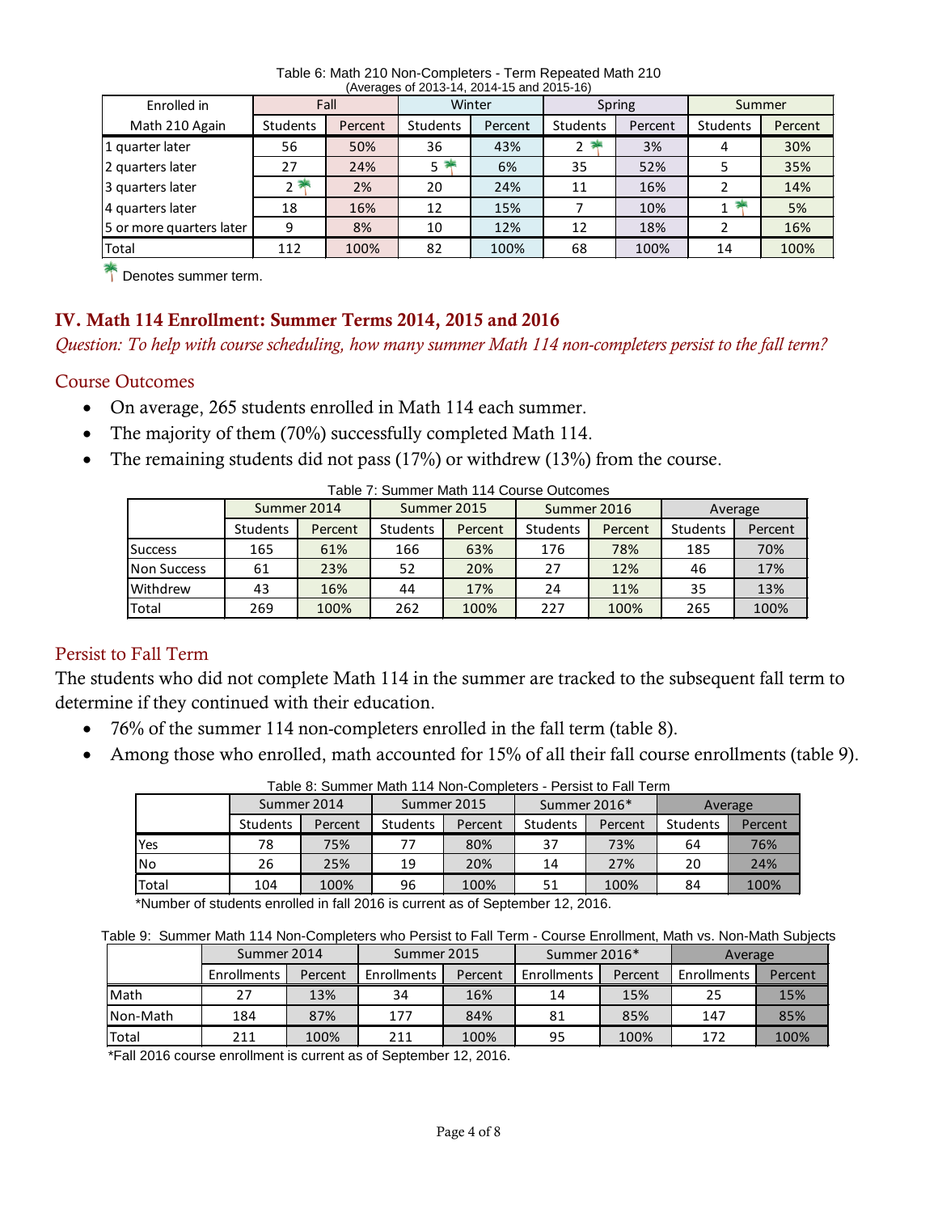Table 6: Math 210 Non-Completers - Term Repeated Math 210
(Averages of 2013-14, 2014-15 and 2015-16)

| Enrolled in | Fall | | Winter | | Spring | | Summer | |
|---|---|---|---|---|---|---|---|---|
| Math 210 Again | Students | Percent | Students | Percent | Students | Percent | Students | Percent |
| 1 quarter later | 56 | 50% | 36 | 43% | 2 🌴 | 3% | 4 | 30% |
| 2 quarters later | 27 | 24% | 5 🌴 | 6% | 35 | 52% | 5 | 35% |
| 3 quarters later | 2 🌴 | 2% | 20 | 24% | 11 | 16% | 2 | 14% |
| 4 quarters later | 18 | 16% | 12 | 15% | 7 | 10% | 1 🌴 | 5% |
| 5 or more quarters later | 9 | 8% | 10 | 12% | 12 | 18% | 2 | 16% |
| Total | 112 | 100% | 82 | 100% | 68 | 100% | 14 | 100% |

🌴 Denotes summer term.

## IV. Math 114 Enrollment: Summer Terms 2014, 2015 and 2016

*Question: To help with course scheduling, how many summer Math 114 non-completers persist to the fall term?*

### Course Outcomes

- On average, 265 students enrolled in Math 114 each summer.
- The majority of them (70%) successfully completed Math 114.
- The remaining students did not pass (17%) or withdrew (13%) from the course.

Table 7: Summer Math 114 Course Outcomes

| | Summer 2014 | | Summer 2015 | | Summer 2016 | | Average | |
|---|---|---|---|---|---|---|---|---|
| | Students | Percent | Students | Percent | Students | Percent | Students | Percent |
| Success | 165 | 61% | 166 | 63% | 176 | 78% | 185 | 70% |
| Non Success | 61 | 23% | 52 | 20% | 27 | 12% | 46 | 17% |
| Withdrew | 43 | 16% | 44 | 17% | 24 | 11% | 35 | 13% |
| Total | 269 | 100% | 262 | 100% | 227 | 100% | 265 | 100% |

### Persist to Fall Term

The students who did not complete Math 114 in the summer are tracked to the subsequent fall term to determine if they continued with their education.

- 76% of the summer 114 non-completers enrolled in the fall term (table 8).
- Among those who enrolled, math accounted for 15% of all their fall course enrollments (table 9).

Table 8: Summer Math 114 Non-Completers - Persist to Fall Term

| | Summer 2014 | | Summer 2015 | | Summer 2016* | | Average | |
|---|---|---|---|---|---|---|---|---|
| | Students | Percent | Students | Percent | Students | Percent | Students | Percent |
| Yes | 78 | 75% | 77 | 80% | 37 | 73% | 64 | 76% |
| No | 26 | 25% | 19 | 20% | 14 | 27% | 20 | 24% |
| Total | 104 | 100% | 96 | 100% | 51 | 100% | 84 | 100% |

*Number of students enrolled in fall 2016 is current as of September 12, 2016.

Table 9: Summer Math 114 Non-Completers who Persist to Fall Term - Course Enrollment, Math vs. Non-Math Subjects

| | Summer 2014 | | Summer 2015 | | Summer 2016* | | Average | |
|---|---|---|---|---|---|---|---|---|
| | Enrollments | Percent | Enrollments | Percent | Enrollments | Percent | Enrollments | Percent |
| Math | 27 | 13% | 34 | 16% | 14 | 15% | 25 | 15% |
| Non-Math | 184 | 87% | 177 | 84% | 81 | 85% | 147 | 85% |
| Total | 211 | 100% | 211 | 100% | 95 | 100% | 172 | 100% |

*Fall 2016 course enrollment is current as of September 12, 2016.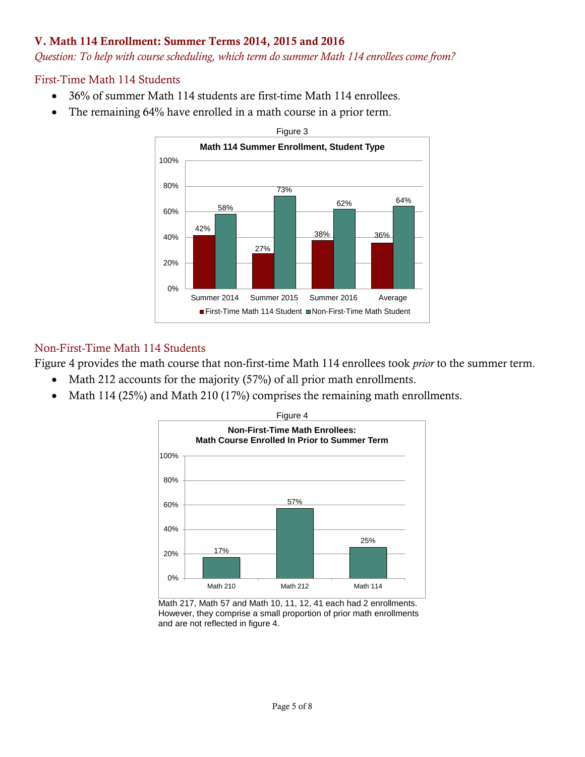## V. Math 114 Enrollment: Summer Terms 2014, 2015 and 2016

*Question: To help with course scheduling, which term do summer Math 114 enrollees come from?*

### First-Time Math 114 Students

- 36% of summer Math 114 students are first-time Math 114 enrollees.
- The remaining 64% have enrolled in a math course in a prior term.

Figure 3

**Math 114 Summer Enrollment, Student Type**

100%
80%
60%
40%
20%
0%

Summer 2014: 42% 58%
Summer 2015: 27% 73%
Summer 2016: 38% 62%
Average: 36% 64%

First-Time Math 114 Student
Non-First-Time Math Student

### Non-First-Time Math 114 Students

Figure 4 provides the math course that non-first-time Math 114 enrollees took *prior* to the summer term.

- Math 212 accounts for the majority (57%) of all prior math enrollments.
- Math 114 (25%) and Math 210 (17%) comprises the remaining math enrollments.

Figure 4

**Non-First-Time Math Enrollees: Math Course Enrolled In Prior to Summer Term**

100%
80%
60%
40%
20%
0%

Math 210: 17%
Math 212: 57%
Math 114: 25%

Math 217, Math 57 and Math 10, 11, 12, 41 each had 2 enrollments. However, they comprise a small proportion of prior math enrollments and are not reflected in figure 4.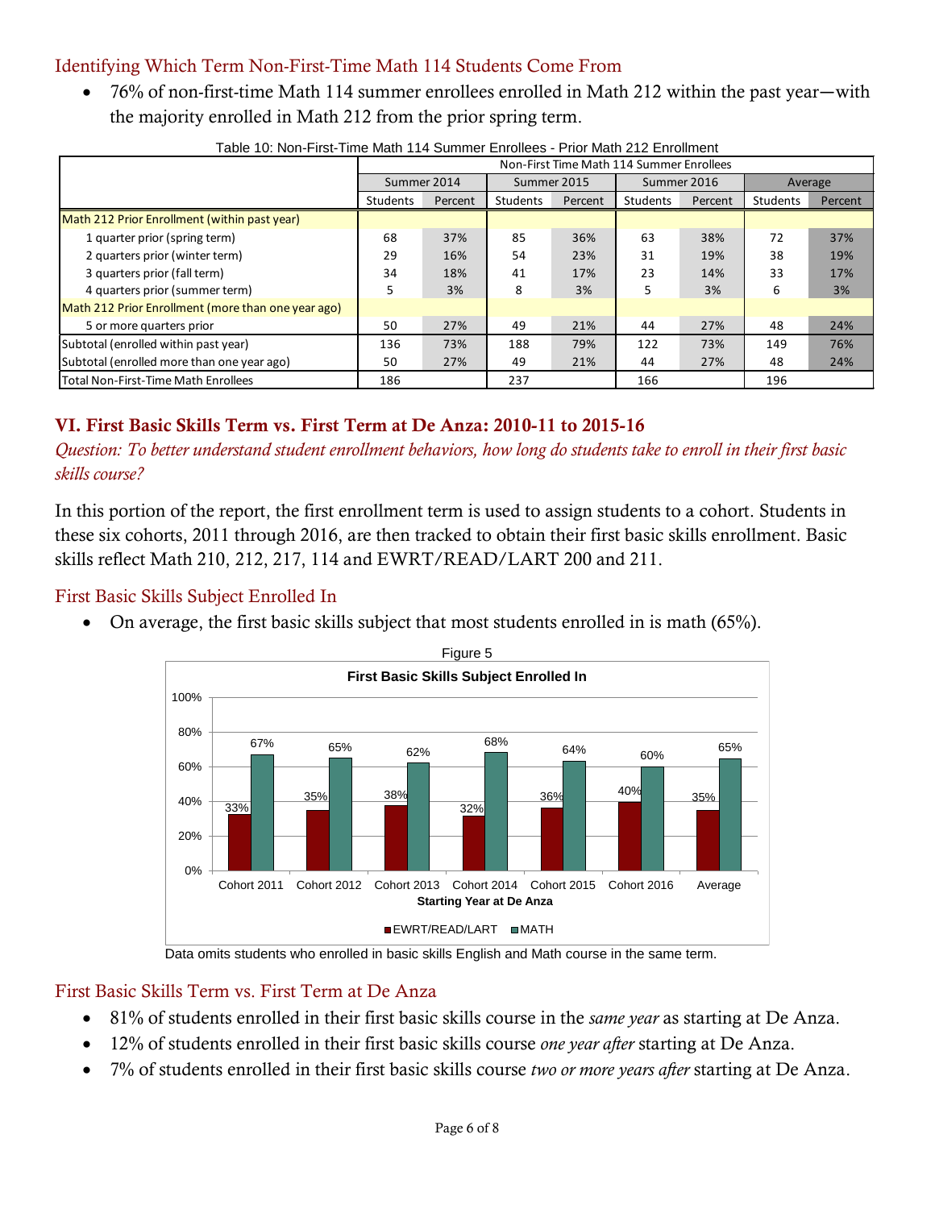### Identifying Which Term Non-First-Time Math 114 Students Come From

- 76% of non-first-time Math 114 summer enrollees enrolled in Math 212 within the past year—with the majority enrolled in Math 212 from the prior spring term.

Table 10: Non-First-Time Math 114 Summer Enrollees - Prior Math 212 Enrollment

| | Non-First Time Math 114 Summer Enrollees | | | | | | | |
|---|---|---|---|---|---|---|---|---|
| | Summer 2014 | | Summer 2015 | | Summer 2016 | | Average | |
| | Students | Percent | Students | Percent | Students | Percent | Students | Percent |
| Math 212 Prior Enrollment (within past year) | | | | | | | | |
| 1 quarter prior (spring term) | 68 | 37% | 85 | 36% | 63 | 38% | 72 | 37% |
| 2 quarters prior (winter term) | 29 | 16% | 54 | 23% | 31 | 19% | 38 | 19% |
| 3 quarters prior (fall term) | 34 | 18% | 41 | 17% | 23 | 14% | 33 | 17% |
| 4 quarters prior (summer term) | 5 | 3% | 8 | 3% | 5 | 3% | 6 | 3% |
| Math 212 Prior Enrollment (more than one year ago) | | | | | | | | |
| 5 or more quarters prior | 50 | 27% | 49 | 21% | 44 | 27% | 48 | 24% |
| Subtotal (enrolled within past year) | 136 | 73% | 188 | 79% | 122 | 73% | 149 | 76% |
| Subtotal (enrolled more than one year ago) | 50 | 27% | 49 | 21% | 44 | 27% | 48 | 24% |
| Total Non-First-Time Math Enrollees | 186 | | 237 | | 166 | | 196 | |

## VI. First Basic Skills Term vs. First Term at De Anza: 2010-11 to 2015-16

*Question: To better understand student enrollment behaviors, how long do students take to enroll in their first basic skills course?*

In this portion of the report, the first enrollment term is used to assign students to a cohort. Students in these six cohorts, 2011 through 2016, are then tracked to obtain their first basic skills enrollment. Basic skills reflect Math 210, 212, 217, 114 and EWRT/READ/LART 200 and 211.

### First Basic Skills Subject Enrolled In

- On average, the first basic skills subject that most students enrolled in is math (65%).

Figure 5

First Basic Skills Subject Enrolled In

100%
80%
60%
40%
20%
0%

Cohort 2011: 33%, 67%
Cohort 2012: 35%, 65%
Cohort 2013: 38%, 62%
Cohort 2014: 32%, 68%
Cohort 2015: 36%, 64%
Cohort 2016: 40%, 60%
Average: 35%, 65%

Starting Year at De Anza

EWRT/READ/LART
MATH

Data omits students who enrolled in basic skills English and Math course in the same term.

### First Basic Skills Term vs. First Term at De Anza

- 81% of students enrolled in their first basic skills course in the *same year* as starting at De Anza.
- 12% of students enrolled in their first basic skills course *one year after* starting at De Anza.
- 7% of students enrolled in their first basic skills course *two or more years after* starting at De Anza.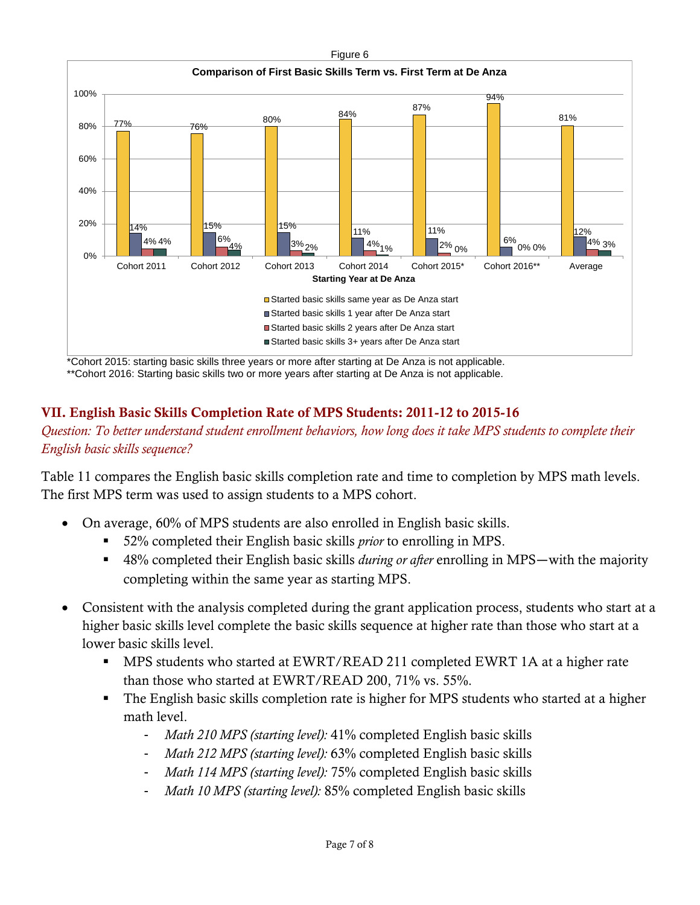Figure 6

**Comparison of First Basic Skills Term vs. First Term at De Anza**

100%
80%
60%
40%
20%
0%

77% 14% 4% 4%
76% 15% 6% 4%
80% 15% 3% 2%
84% 11% 4% 1%
87% 11% 2% 0%
94% 6% 0% 0%
81% 12% 4% 3%

Cohort 2011 Cohort 2012 Cohort 2013 Cohort 2014 Cohort 2015* Cohort 2016** Average

**Starting Year at De Anza**

Started basic skills same year as De Anza start
Started basic skills 1 year after De Anza start
Started basic skills 2 years after De Anza start
Started basic skills 3+ years after De Anza start

*Cohort 2015: starting basic skills three years or more after starting at De Anza is not applicable.
**Cohort 2016: Starting basic skills two or more years after starting at De Anza is not applicable.

## VII. English Basic Skills Completion Rate of MPS Students: 2011-12 to 2015-16

*Question: To better understand student enrollment behaviors, how long does it take MPS students to complete their English basic skills sequence?*

Table 11 compares the English basic skills completion rate and time to completion by MPS math levels. The first MPS term was used to assign students to a MPS cohort.

- On average, 60% of MPS students are also enrolled in English basic skills.
  - 52% completed their English basic skills *prior* to enrolling in MPS.
  - 48% completed their English basic skills *during or after* enrolling in MPS—with the majority completing within the same year as starting MPS.
- Consistent with the analysis completed during the grant application process, students who start at a higher basic skills level complete the basic skills sequence at higher rate than those who start at a lower basic skills level.
  - MPS students who started at EWRT/READ 211 completed EWRT 1A at a higher rate than those who started at EWRT/READ 200, 71% vs. 55%.
  - The English basic skills completion rate is higher for MPS students who started at a higher math level.
    - *Math 210 MPS (starting level):* 41% completed English basic skills
    - *Math 212 MPS (starting level):* 63% completed English basic skills
    - *Math 114 MPS (starting level):* 75% completed English basic skills
    - *Math 10 MPS (starting level):* 85% completed English basic skills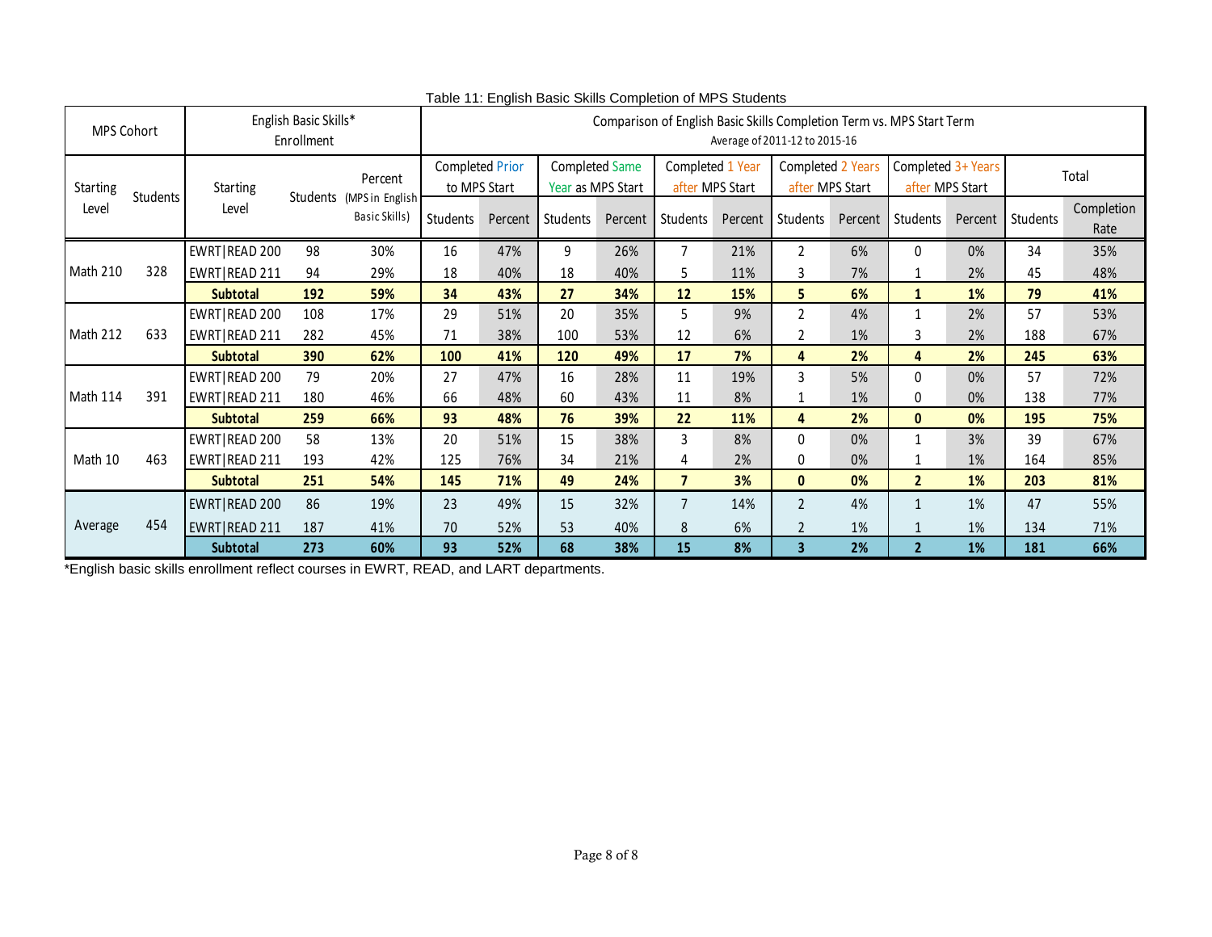Table 11: English Basic Skills Completion of MPS Students

| MPS Cohort | | English Basic Skills* Enrollment | | | Comparison of English Basic Skills Completion Term vs. MPS Start Term Average of 2011-12 to 2015-16 | | | | | | | | | | | |
|---|---|---|---|---|---|---|---|---|---|---|---|---|---|---|---|---|
| Starting Level | Students | Starting Level | Students | Percent (MPS in English Basic Skills) | Completed Prior to MPS Start | | Completed Same Year as MPS Start | | Completed 1 Year after MPS Start | | Completed 2 Years after MPS Start | | Completed 3+ Years after MPS Start | | Total | |
| | | | | | Students | Percent | Students | Percent | Students | Percent | Students | Percent | Students | Percent | Students | Completion Rate |
| Math 210 | 328 | EWRT\|READ 200 | 98 | 30% | 16 | 47% | 9 | 26% | 7 | 21% | 2 | 6% | 0 | 0% | 34 | 35% |
| | | EWRT\|READ 211 | 94 | 29% | 18 | 40% | 18 | 40% | 5 | 11% | 3 | 7% | 1 | 2% | 45 | 48% |
| | | **Subtotal** | **192** | **59%** | **34** | **43%** | **27** | **34%** | **12** | **15%** | **5** | **6%** | **1** | **1%** | **79** | **41%** |
| Math 212 | 633 | EWRT\|READ 200 | 108 | 17% | 29 | 51% | 20 | 35% | 5 | 9% | 2 | 4% | 1 | 2% | 57 | 53% |
| | | EWRT\|READ 211 | 282 | 45% | 71 | 38% | 100 | 53% | 12 | 6% | 2 | 1% | 3 | 2% | 188 | 67% |
| | | **Subtotal** | **390** | **62%** | **100** | **41%** | **120** | **49%** | **17** | **7%** | **4** | **2%** | **4** | **2%** | **245** | **63%** |
| Math 114 | 391 | EWRT\|READ 200 | 79 | 20% | 27 | 47% | 16 | 28% | 11 | 19% | 3 | 5% | 0 | 0% | 57 | 72% |
| | | EWRT\|READ 211 | 180 | 46% | 66 | 48% | 60 | 43% | 11 | 8% | 1 | 1% | 0 | 0% | 138 | 77% |
| | | **Subtotal** | **259** | **66%** | **93** | **48%** | **76** | **39%** | **22** | **11%** | **4** | **2%** | **0** | **0%** | **195** | **75%** |
| Math 10 | 463 | EWRT\|READ 200 | 58 | 13% | 20 | 51% | 15 | 38% | 3 | 8% | 0 | 0% | 1 | 3% | 39 | 67% |
| | | EWRT\|READ 211 | 193 | 42% | 125 | 76% | 34 | 21% | 4 | 2% | 0 | 0% | 1 | 1% | 164 | 85% |
| | | **Subtotal** | **251** | **54%** | **145** | **71%** | **49** | **24%** | **7** | **3%** | **0** | **0%** | **2** | **1%** | **203** | **81%** |
| Average | 454 | EWRT\|READ 200 | 86 | 19% | 23 | 49% | 15 | 32% | 7 | 14% | 2 | 4% | 1 | 1% | 47 | 55% |
| | | EWRT\|READ 211 | 187 | 41% | 70 | 52% | 53 | 40% | 8 | 6% | 2 | 1% | 1 | 1% | 134 | 71% |
| | | **Subtotal** | **273** | **60%** | **93** | **52%** | **68** | **38%** | **15** | **8%** | **3** | **2%** | **2** | **1%** | **181** | **66%** |

*English basic skills enrollment reflect courses in EWRT, READ, and LART departments.